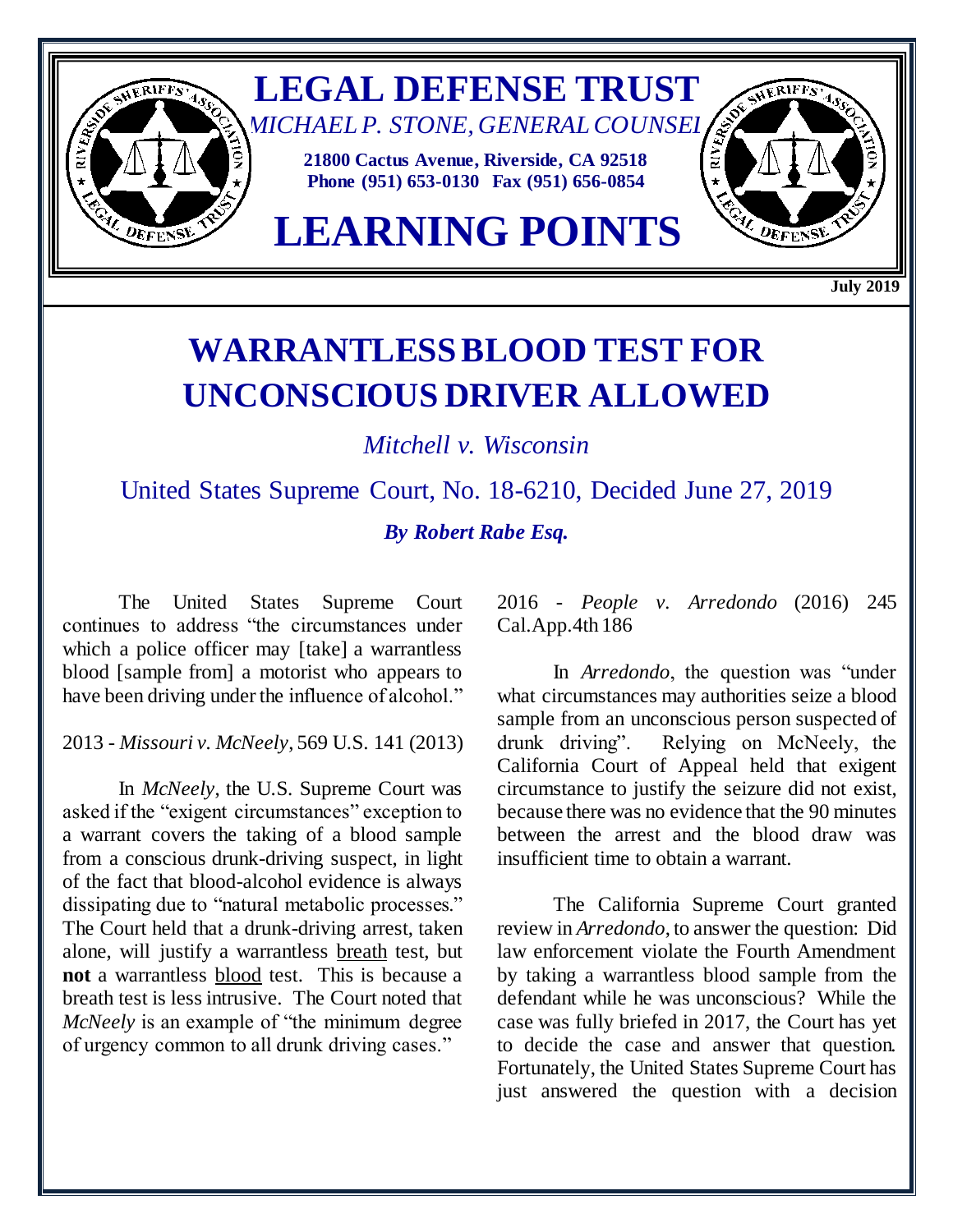# LEGAL DEFENSE TRUST

*MICHAEL P. STONE, GENERAL COUNSEL*

**21800 Cactus Avenue, Riverside, CA 92518**
**Phone (951) 653-0130 Fax (951) 656-0854**

# LEARNING POINTS

**July 2019**

## WARRANTLESS BLOOD TEST FOR UNCONSCIOUS DRIVER ALLOWED

*Mitchell v. Wisconsin*

United States Supreme Court, No. 18-6210, Decided June 27, 2019

***By Robert Rabe Esq.***

The United States Supreme Court continues to address "the circumstances under which a police officer may [take] a warrantless blood [sample from] a motorist who appears to have been driving under the influence of alcohol."

2013 - *Missouri v. McNeely*, 569 U.S. 141 (2013)

In *McNeely*, the U.S. Supreme Court was asked if the "exigent circumstances" exception to a warrant covers the taking of a blood sample from a conscious drunk-driving suspect, in light of the fact that blood-alcohol evidence is always dissipating due to "natural metabolic processes." The Court held that a drunk-driving arrest, taken alone, will justify a warrantless breath test, but **not** a warrantless blood test. This is because a breath test is less intrusive. The Court noted that *McNeely* is an example of "the minimum degree of urgency common to all drunk driving cases."

2016 - *People v. Arredondo* (2016) 245 Cal.App.4th 186

In *Arredondo*, the question was "under what circumstances may authorities seize a blood sample from an unconscious person suspected of drunk driving". Relying on McNeely, the California Court of Appeal held that exigent circumstance to justify the seizure did not exist, because there was no evidence that the 90 minutes between the arrest and the blood draw was insufficient time to obtain a warrant.

The California Supreme Court granted review in *Arredondo*, to answer the question: Did law enforcement violate the Fourth Amendment by taking a warrantless blood sample from the defendant while he was unconscious? While the case was fully briefed in 2017, the Court has yet to decide the case and answer that question. Fortunately, the United States Supreme Court has just answered the question with a decision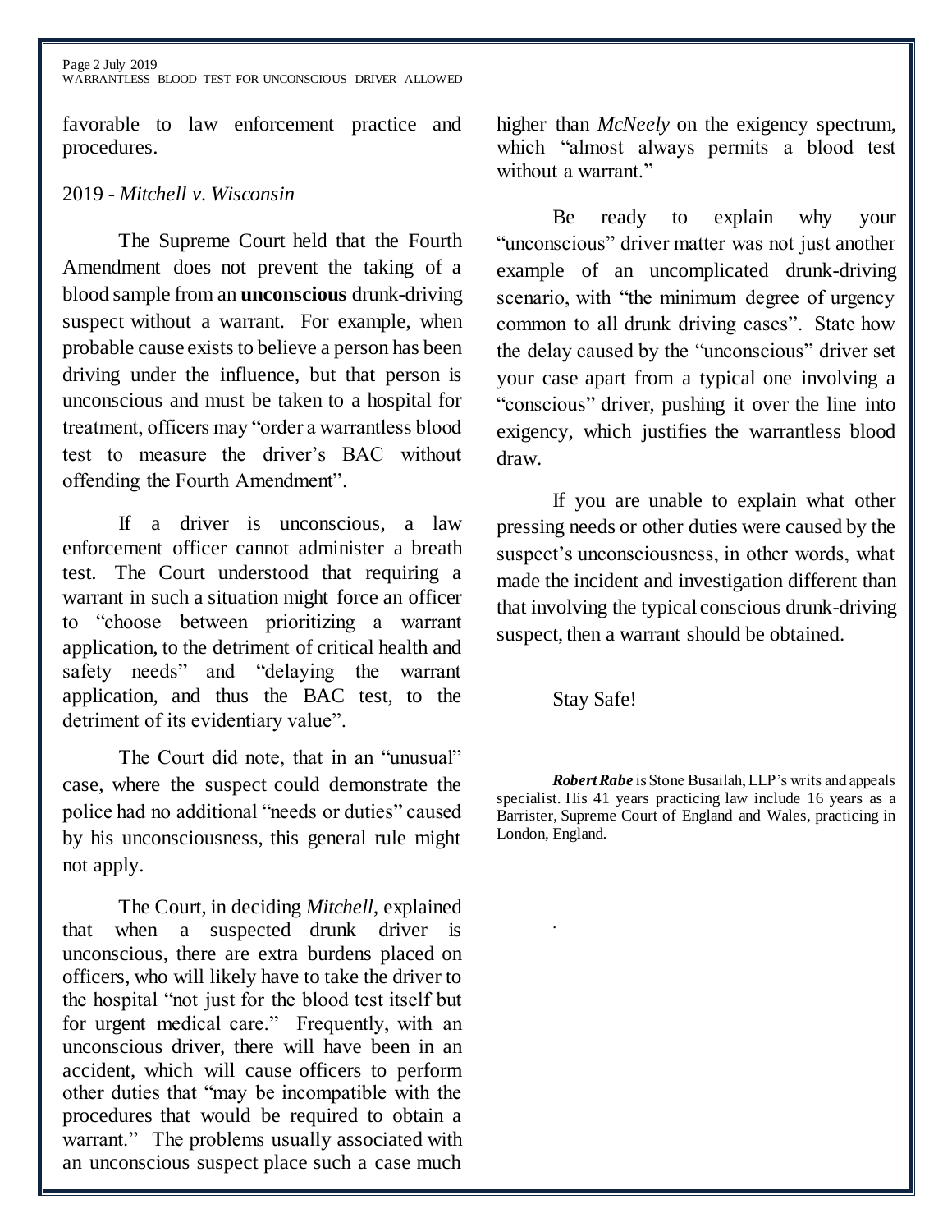favorable to law enforcement practice and procedures.

### 2019 - *Mitchell v. Wisconsin*

The Supreme Court held that the Fourth Amendment does not prevent the taking of a blood sample from an **unconscious** drunk-driving suspect without a warrant. For example, when probable cause exists to believe a person has been driving under the influence, but that person is unconscious and must be taken to a hospital for treatment, officers may "order a warrantless blood test to measure the driver's BAC without offending the Fourth Amendment".

If a driver is unconscious, a law enforcement officer cannot administer a breath test. The Court understood that requiring a warrant in such a situation might force an officer to "choose between prioritizing a warrant application, to the detriment of critical health and safety needs" and "delaying the warrant application, and thus the BAC test, to the detriment of its evidentiary value".

The Court did note, that in an "unusual" case, where the suspect could demonstrate the police had no additional "needs or duties" caused by his unconsciousness, this general rule might not apply.

The Court, in deciding *Mitchell*, explained that when a suspected drunk driver is unconscious, there are extra burdens placed on officers, who will likely have to take the driver to the hospital "not just for the blood test itself but for urgent medical care." Frequently, with an unconscious driver, there will have been in an accident, which will cause officers to perform other duties that "may be incompatible with the procedures that would be required to obtain a warrant." The problems usually associated with an unconscious suspect place such a case much higher than *McNeely* on the exigency spectrum, which "almost always permits a blood test without a warrant."

Be ready to explain why your "unconscious" driver matter was not just another example of an uncomplicated drunk-driving scenario, with "the minimum degree of urgency common to all drunk driving cases". State how the delay caused by the "unconscious" driver set your case apart from a typical one involving a "conscious" driver, pushing it over the line into exigency, which justifies the warrantless blood draw.

If you are unable to explain what other pressing needs or other duties were caused by the suspect's unconsciousness, in other words, what made the incident and investigation different than that involving the typical conscious drunk-driving suspect, then a warrant should be obtained.

Stay Safe!

***Robert Rabe*** is Stone Busailah, LLP's writs and appeals specialist. His 41 years practicing law include 16 years as a Barrister, Supreme Court of England and Wales, practicing in London, England.